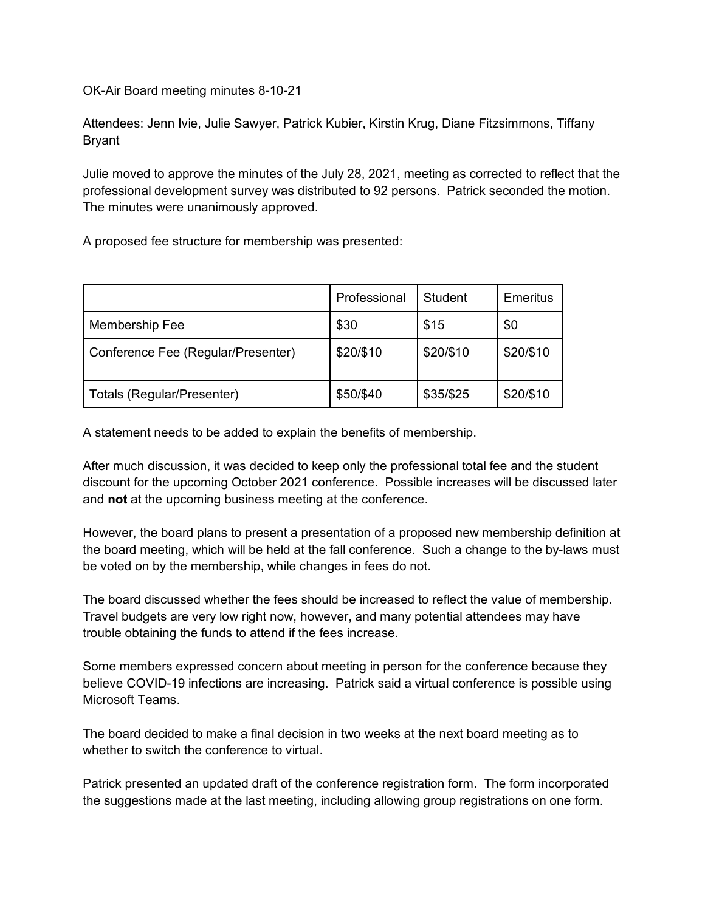OK-Air Board meeting minutes 8-10-21

Attendees: Jenn Ivie, Julie Sawyer, Patrick Kubier, Kirstin Krug, Diane Fitzsimmons, Tiffany Bryant

Julie moved to approve the minutes of the July 28, 2021, meeting as corrected to reflect that the professional development survey was distributed to 92 persons. Patrick seconded the motion. The minutes were unanimously approved.

A proposed fee structure for membership was presented:

| | Professional | Student | Emeritus |
|---|---|---|---|
| Membership Fee | $30 | $15 | $0 |
| Conference Fee (Regular/Presenter) | $20/$10 | $20/$10 | $20/$10 |
| Totals (Regular/Presenter) | $50/$40 | $35/$25 | $20/$10 |

A statement needs to be added to explain the benefits of membership.

After much discussion, it was decided to keep only the professional total fee and the student discount for the upcoming October 2021 conference. Possible increases will be discussed later and **not** at the upcoming business meeting at the conference.

However, the board plans to present a presentation of a proposed new membership definition at the board meeting, which will be held at the fall conference. Such a change to the by-laws must be voted on by the membership, while changes in fees do not.

The board discussed whether the fees should be increased to reflect the value of membership. Travel budgets are very low right now, however, and many potential attendees may have trouble obtaining the funds to attend if the fees increase.

Some members expressed concern about meeting in person for the conference because they believe COVID-19 infections are increasing. Patrick said a virtual conference is possible using Microsoft Teams.

The board decided to make a final decision in two weeks at the next board meeting as to whether to switch the conference to virtual.

Patrick presented an updated draft of the conference registration form. The form incorporated the suggestions made at the last meeting, including allowing group registrations on one form.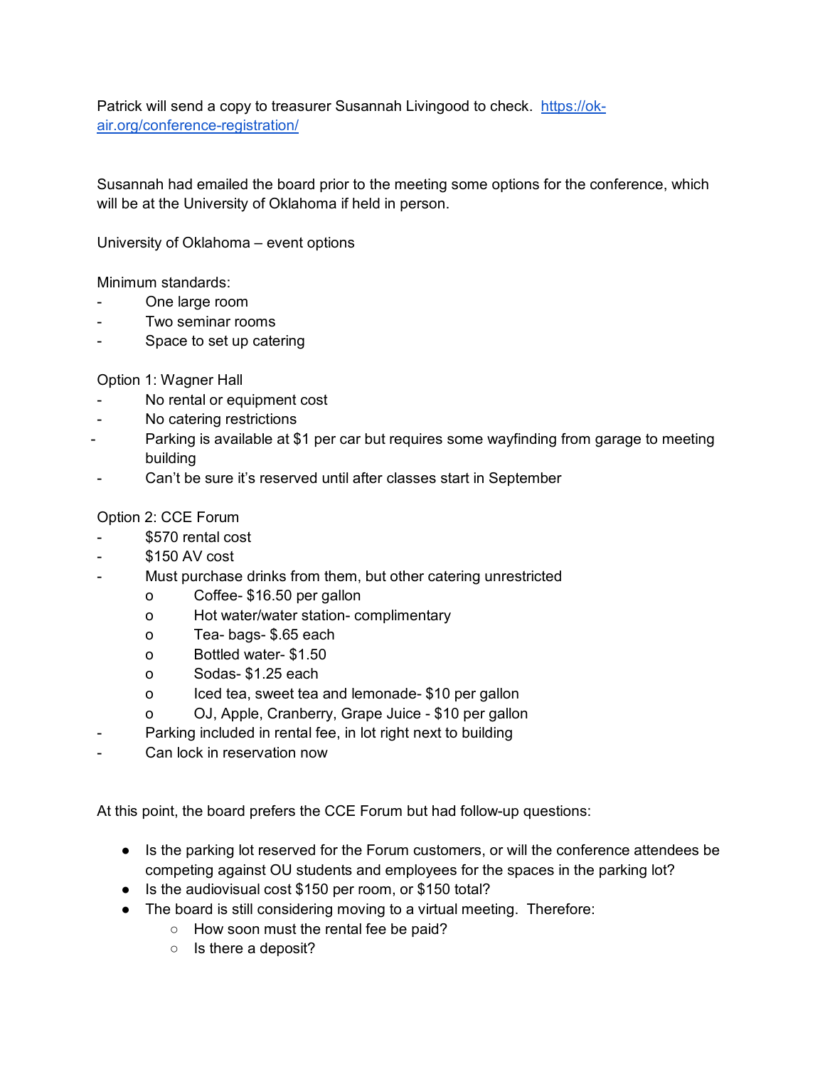Patrick will send a copy to treasurer Susannah Livingood to check. [https://ok-air.org/conference-registration/](https://ok-air.org/conference-registration/)

Susannah had emailed the board prior to the meeting some options for the conference, which will be at the University of Oklahoma if held in person.

University of Oklahoma – event options

Minimum standards:

- One large room
- Two seminar rooms
- Space to set up catering

Option 1: Wagner Hall

- No rental or equipment cost
- No catering restrictions
- Parking is available at $1 per car but requires some wayfinding from garage to meeting building
- Can't be sure it's reserved until after classes start in September

Option 2: CCE Forum

- $570 rental cost
- $150 AV cost
- Must purchase drinks from them, but other catering unrestricted
    - Coffee- $16.50 per gallon
    - Hot water/water station- complimentary
    - Tea- bags- $.65 each
    - Bottled water- $1.50
    - Sodas- $1.25 each
    - Iced tea, sweet tea and lemonade- $10 per gallon
    - OJ, Apple, Cranberry, Grape Juice - $10 per gallon
- Parking included in rental fee, in lot right next to building
- Can lock in reservation now

At this point, the board prefers the CCE Forum but had follow-up questions:

- Is the parking lot reserved for the Forum customers, or will the conference attendees be competing against OU students and employees for the spaces in the parking lot?
- Is the audiovisual cost $150 per room, or $150 total?
- The board is still considering moving to a virtual meeting. Therefore:
    - How soon must the rental fee be paid?
    - Is there a deposit?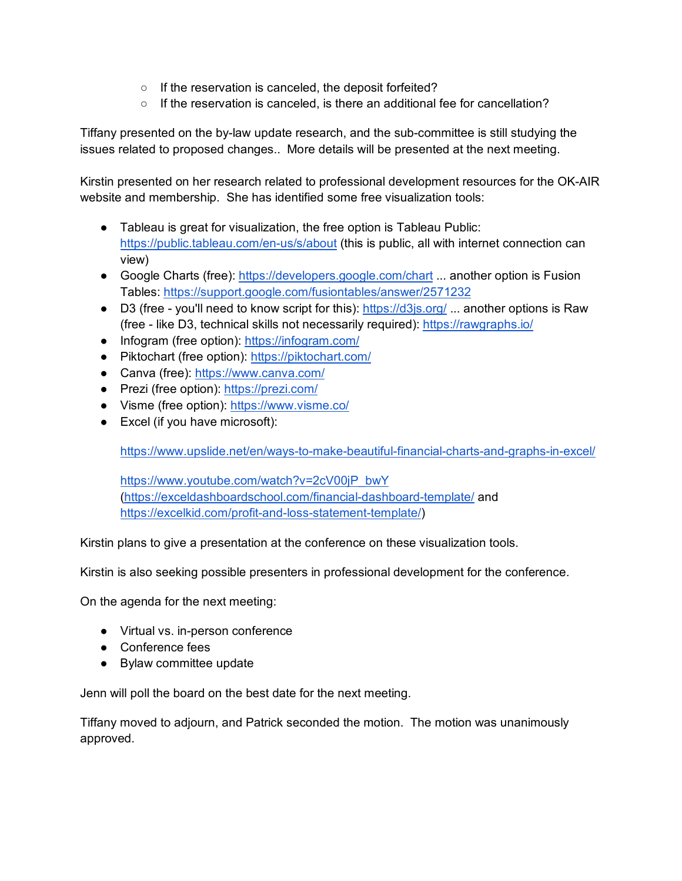- If the reservation is canceled, the deposit forfeited?
    - If the reservation is canceled, is there an additional fee for cancellation?

Tiffany presented on the by-law update research, and the sub-committee is still studying the issues related to proposed changes.. More details will be presented at the next meeting.

Kirstin presented on her research related to professional development resources for the OK-AIR website and membership. She has identified some free visualization tools:

- Tableau is great for visualization, the free option is Tableau Public: https://public.tableau.com/en-us/s/about (this is public, all with internet connection can view)
- Google Charts (free): https://developers.google.com/chart ... another option is Fusion Tables: https://support.google.com/fusiontables/answer/2571232
- D3 (free - you'll need to know script for this): https://d3js.org/ ... another options is Raw (free - like D3, technical skills not necessarily required): https://rawgraphs.io/
- Infogram (free option): https://infogram.com/
- Piktochart (free option): https://piktochart.com/
- Canva (free): https://www.canva.com/
- Prezi (free option): https://prezi.com/
- Visme (free option): https://www.visme.co/
- Excel (if you have microsoft):

  https://www.upslide.net/en/ways-to-make-beautiful-financial-charts-and-graphs-in-excel/

  https://www.youtube.com/watch?v=2cV00jP_bwY (https://exceldashboardschool.com/financial-dashboard-template/ and https://excelkid.com/profit-and-loss-statement-template/)

Kirstin plans to give a presentation at the conference on these visualization tools.

Kirstin is also seeking possible presenters in professional development for the conference.

On the agenda for the next meeting:

- Virtual vs. in-person conference
- Conference fees
- Bylaw committee update

Jenn will poll the board on the best date for the next meeting.

Tiffany moved to adjourn, and Patrick seconded the motion. The motion was unanimously approved.